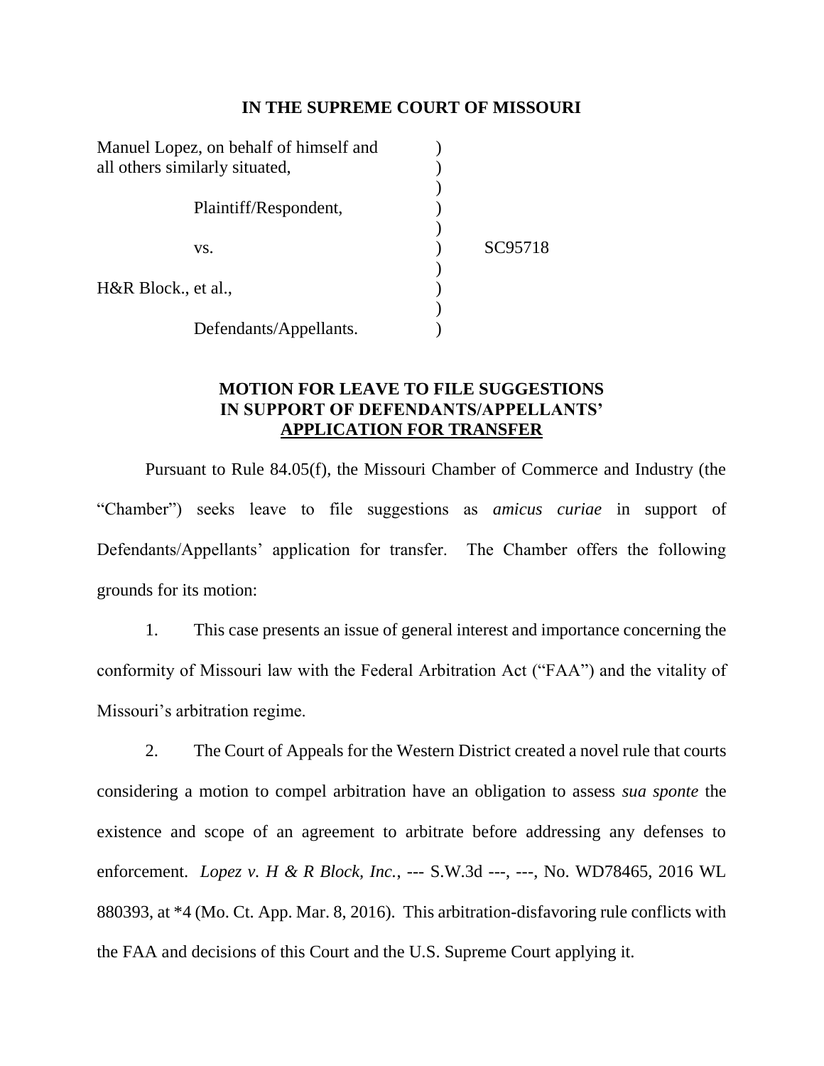# IN THE SUPREME COURT OF MISSOURI

| | | |
|---|---|---|
| Manuel Lopez, on behalf of himself and all others similarly situated, | ) | |
| Plaintiff/Respondent, | ) | |
| vs. | ) | SC95718 |
| H&R Block., et al., | ) | |
| Defendants/Appellants. | ) | |

## MOTION FOR LEAVE TO FILE SUGGESTIONS IN SUPPORT OF DEFENDANTS/APPELLANTS' APPLICATION FOR TRANSFER

Pursuant to Rule 84.05(f), the Missouri Chamber of Commerce and Industry (the "Chamber") seeks leave to file suggestions as *amicus curiae* in support of Defendants/Appellants' application for transfer. The Chamber offers the following grounds for its motion:

1. This case presents an issue of general interest and importance concerning the conformity of Missouri law with the Federal Arbitration Act ("FAA") and the vitality of Missouri's arbitration regime.

2. The Court of Appeals for the Western District created a novel rule that courts considering a motion to compel arbitration have an obligation to assess *sua sponte* the existence and scope of an agreement to arbitrate before addressing any defenses to enforcement. *Lopez v. H & R Block, Inc.*, --- S.W.3d ---, ---, No. WD78465, 2016 WL 880393, at *4 (Mo. Ct. App. Mar. 8, 2016). This arbitration-disfavoring rule conflicts with the FAA and decisions of this Court and the U.S. Supreme Court applying it.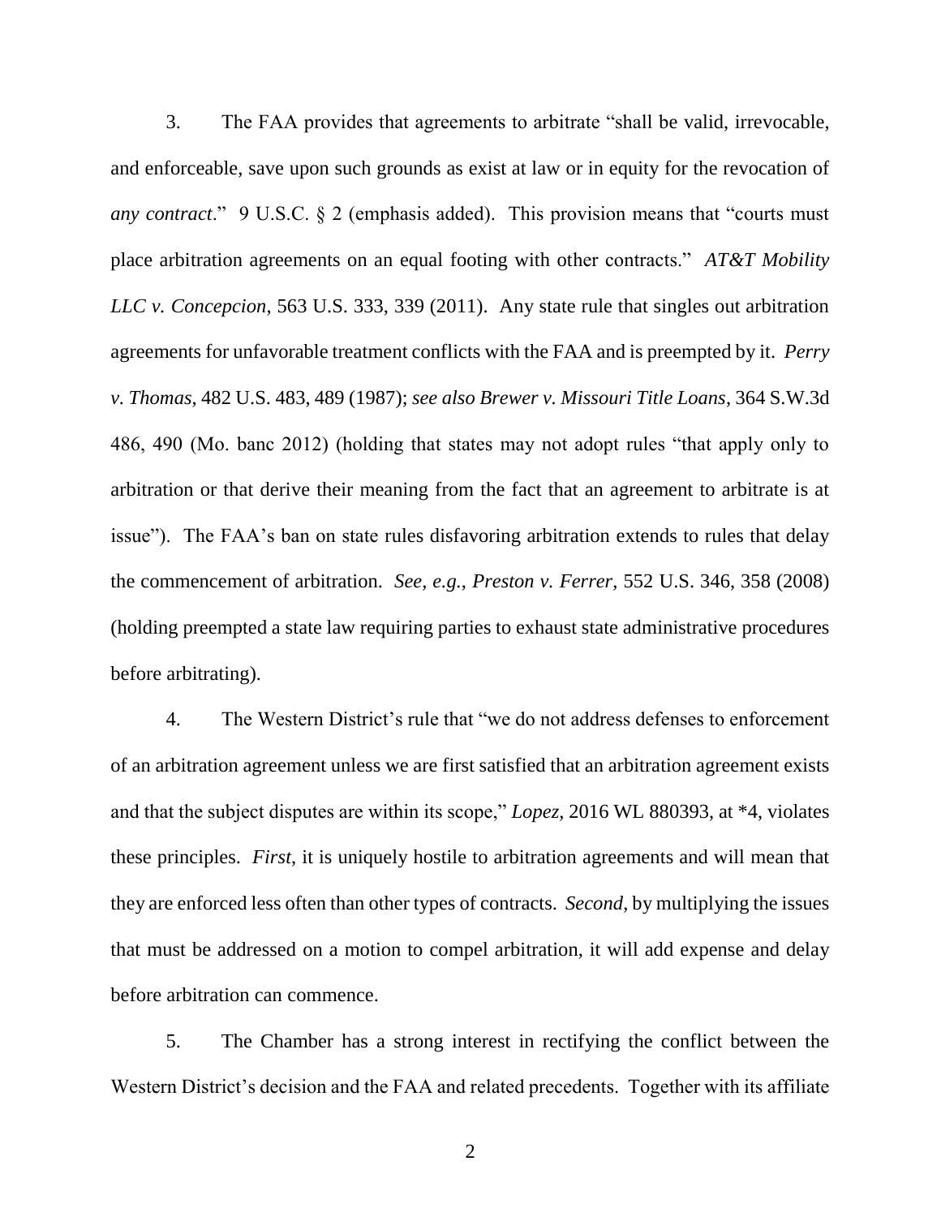3. The FAA provides that agreements to arbitrate "shall be valid, irrevocable, and enforceable, save upon such grounds as exist at law or in equity for the revocation of *any contract*." 9 U.S.C. § 2 (emphasis added). This provision means that "courts must place arbitration agreements on an equal footing with other contracts." *AT&T Mobility LLC v. Concepcion*, 563 U.S. 333, 339 (2011). Any state rule that singles out arbitration agreements for unfavorable treatment conflicts with the FAA and is preempted by it. *Perry v. Thomas*, 482 U.S. 483, 489 (1987); *see also Brewer v. Missouri Title Loans*, 364 S.W.3d 486, 490 (Mo. banc 2012) (holding that states may not adopt rules "that apply only to arbitration or that derive their meaning from the fact that an agreement to arbitrate is at issue"). The FAA's ban on state rules disfavoring arbitration extends to rules that delay the commencement of arbitration. *See, e.g., Preston v. Ferrer*, 552 U.S. 346, 358 (2008) (holding preempted a state law requiring parties to exhaust state administrative procedures before arbitrating).

4. The Western District's rule that "we do not address defenses to enforcement of an arbitration agreement unless we are first satisfied that an arbitration agreement exists and that the subject disputes are within its scope," *Lopez*, 2016 WL 880393, at *4, violates these principles. *First*, it is uniquely hostile to arbitration agreements and will mean that they are enforced less often than other types of contracts. *Second*, by multiplying the issues that must be addressed on a motion to compel arbitration, it will add expense and delay before arbitration can commence.

5. The Chamber has a strong interest in rectifying the conflict between the Western District's decision and the FAA and related precedents. Together with its affiliate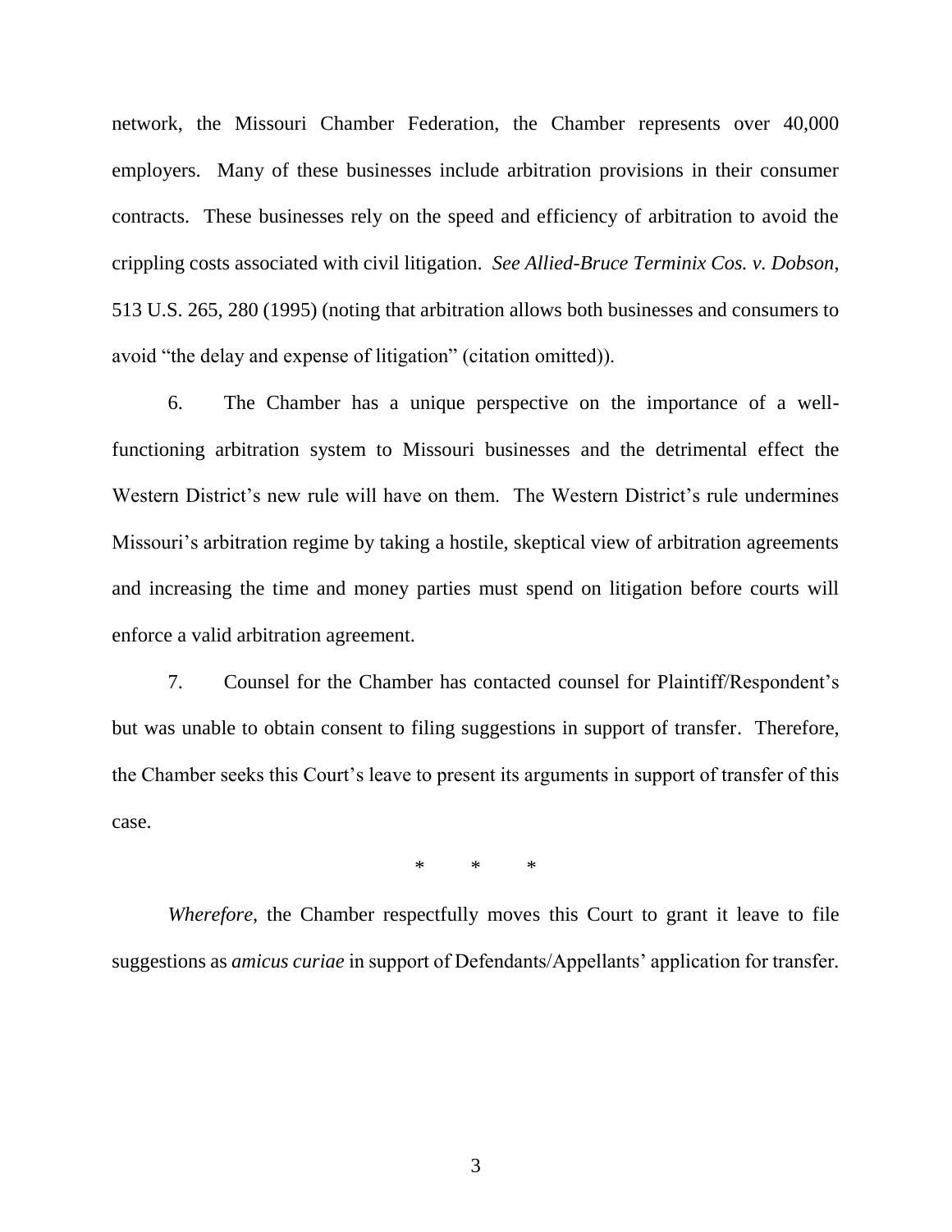network, the Missouri Chamber Federation, the Chamber represents over 40,000 employers. Many of these businesses include arbitration provisions in their consumer contracts. These businesses rely on the speed and efficiency of arbitration to avoid the crippling costs associated with civil litigation. *See Allied-Bruce Terminix Cos. v. Dobson*, 513 U.S. 265, 280 (1995) (noting that arbitration allows both businesses and consumers to avoid "the delay and expense of litigation" (citation omitted)).

6. The Chamber has a unique perspective on the importance of a well-functioning arbitration system to Missouri businesses and the detrimental effect the Western District's new rule will have on them. The Western District's rule undermines Missouri's arbitration regime by taking a hostile, skeptical view of arbitration agreements and increasing the time and money parties must spend on litigation before courts will enforce a valid arbitration agreement.

7. Counsel for the Chamber has contacted counsel for Plaintiff/Respondent's but was unable to obtain consent to filing suggestions in support of transfer. Therefore, the Chamber seeks this Court's leave to present its arguments in support of transfer of this case.

\* \* \*

*Wherefore*, the Chamber respectfully moves this Court to grant it leave to file suggestions as *amicus curiae* in support of Defendants/Appellants' application for transfer.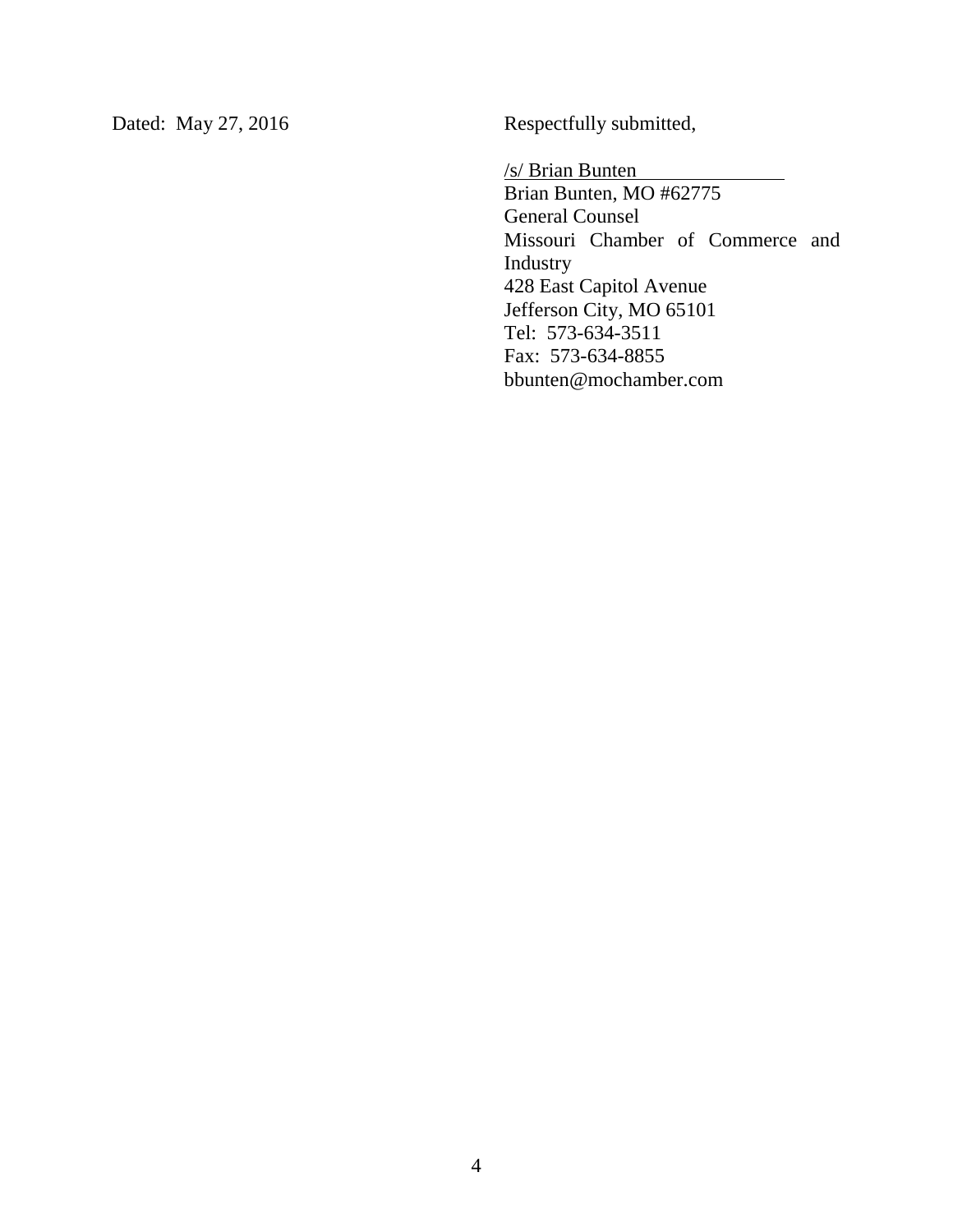Dated: May 27, 2016

Respectfully submitted,

/s/ Brian Bunten
Brian Bunten, MO #62775
General Counsel
Missouri Chamber of Commerce and Industry
428 East Capitol Avenue
Jefferson City, MO 65101
Tel: 573-634-3511
Fax: 573-634-8855
bbunten@mochamber.com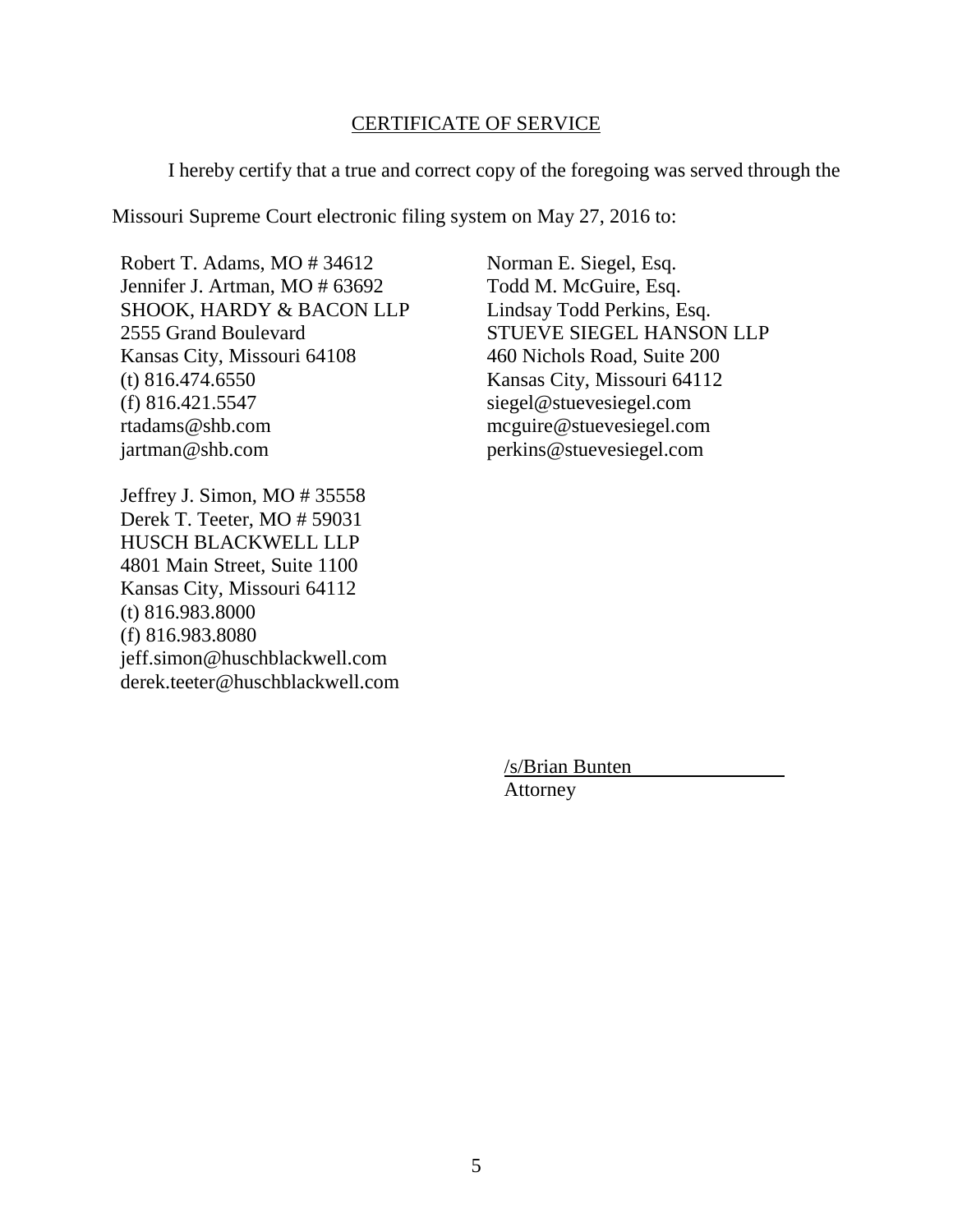## CERTIFICATE OF SERVICE

I hereby certify that a true and correct copy of the foregoing was served through the Missouri Supreme Court electronic filing system on May 27, 2016 to:

Robert T. Adams, MO # 34612
Jennifer J. Artman, MO # 63692
SHOOK, HARDY & BACON LLP
2555 Grand Boulevard
Kansas City, Missouri 64108
(t) 816.474.6550
(f) 816.421.5547
rtadams@shb.com
jartman@shb.com

Jeffrey J. Simon, MO # 35558
Derek T. Teeter, MO # 59031
HUSCH BLACKWELL LLP
4801 Main Street, Suite 1100
Kansas City, Missouri 64112
(t) 816.983.8000
(f) 816.983.8080
jeff.simon@huschblackwell.com
derek.teeter@huschblackwell.com

Norman E. Siegel, Esq.
Todd M. McGuire, Esq.
Lindsay Todd Perkins, Esq.
STUEVE SIEGEL HANSON LLP
460 Nichols Road, Suite 200
Kansas City, Missouri 64112
siegel@stuevesiegel.com
mcguire@stuevesiegel.com
perkins@stuevesiegel.com

/s/Brian Bunten
Attorney